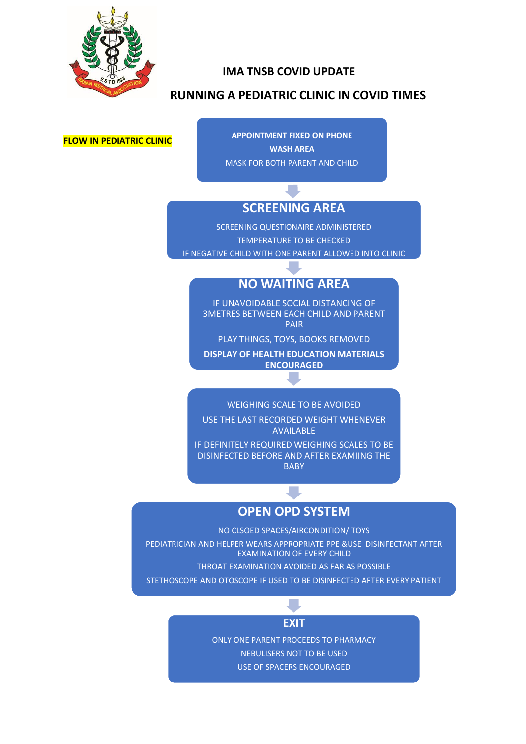**IMA TNSB COVID UPDATE**

# RUNNING A PEDIATRIC CLINIC IN COVID TIMES

**FLOW IN PEDIATRIC CLINIC**

**APPOINTMENT FIXED ON PHONE**

**WASH AREA**

MASK FOR BOTH PARENT AND CHILD

## SCREENING AREA

SCREENING QUESTIONAIRE ADMINISTERED

TEMPERATURE TO BE CHECKED

IF NEGATIVE CHILD WITH ONE PARENT ALLOWED INTO CLINIC

## NO WAITING AREA

IF UNAVOIDABLE SOCIAL DISTANCING OF 3METRES BETWEEN EACH CHILD AND PARENT PAIR

PLAY THINGS, TOYS, BOOKS REMOVED

**DISPLAY OF HEALTH EDUCATION MATERIALS ENCOURAGED**

WEIGHING SCALE TO BE AVOIDED

USE THE LAST RECORDED WEIGHT WHENEVER AVAILABLE

IF DEFINITELY REQUIRED WEIGHING SCALES TO BE DISINFECTED BEFORE AND AFTER EXAMIING THE BABY

## OPEN OPD SYSTEM

NO CLSOED SPACES/AIRCONDITION/ TOYS

PEDIATRICIAN AND HELPER WEARS APPROPRIATE PPE &USE DISINFECTANT AFTER EXAMINATION OF EVERY CHILD

THROAT EXAMINATION AVOIDED AS FAR AS POSSIBLE

STETHOSCOPE AND OTOSCOPE IF USED TO BE DISINFECTED AFTER EVERY PATIENT

## EXIT

ONLY ONE PARENT PROCEEDS TO PHARMACY

NEBULISERS NOT TO BE USED

USE OF SPACERS ENCOURAGED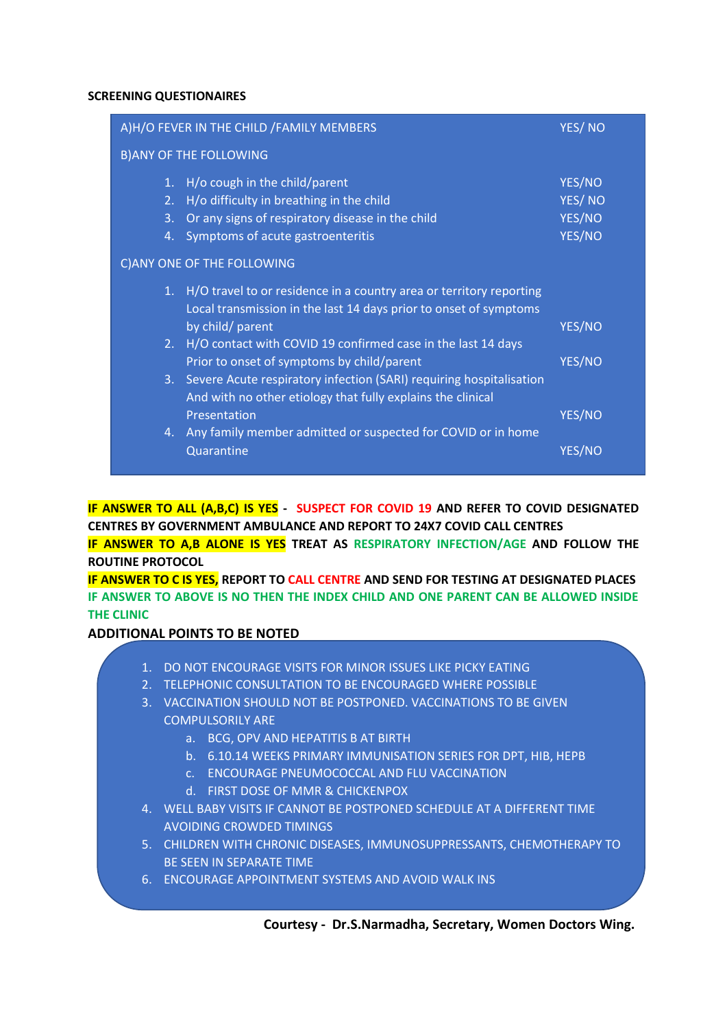**SCREENING QUESTIONAIRES**

| | |
|---|---|
| A)H/O FEVER IN THE CHILD /FAMILY MEMBERS | YES/ NO |
| B)ANY OF THE FOLLOWING | |
| 1. H/o cough in the child/parent | YES/NO |
| 2. H/o difficulty in breathing in the child | YES/ NO |
| 3. Or any signs of respiratory disease in the child | YES/NO |
| 4. Symptoms of acute gastroenteritis | YES/NO |
| C)ANY ONE OF THE FOLLOWING | |
| 1. H/O travel to or residence in a country area or territory reporting Local transmission in the last 14 days prior to onset of symptoms by child/ parent | YES/NO |
| 2. H/O contact with COVID 19 confirmed case in the last 14 days Prior to onset of symptoms by child/parent | YES/NO |
| 3. Severe Acute respiratory infection (SARI) requiring hospitalisation And with no other etiology that fully explains the clinical Presentation | YES/NO |
| 4. Any family member admitted or suspected for COVID or in home Quarantine | YES/NO |

**IF ANSWER TO ALL (A,B,C) IS YES - SUSPECT FOR COVID 19 AND REFER TO COVID DESIGNATED CENTRES BY GOVERNMENT AMBULANCE AND REPORT TO 24X7 COVID CALL CENTRES**

**IF ANSWER TO A,B ALONE IS YES TREAT AS RESPIRATORY INFECTION/AGE AND FOLLOW THE ROUTINE PROTOCOL**

**IF ANSWER TO C IS YES, REPORT TO CALL CENTRE AND SEND FOR TESTING AT DESIGNATED PLACES**

**IF ANSWER TO ABOVE IS NO THEN THE INDEX CHILD AND ONE PARENT CAN BE ALLOWED INSIDE THE CLINIC**

**ADDITIONAL POINTS TO BE NOTED**

1. DO NOT ENCOURAGE VISITS FOR MINOR ISSUES LIKE PICKY EATING
2. TELEPHONIC CONSULTATION TO BE ENCOURAGED WHERE POSSIBLE
3. VACCINATION SHOULD NOT BE POSTPONED. VACCINATIONS TO BE GIVEN COMPULSORILY ARE
   a. BCG, OPV AND HEPATITIS B AT BIRTH
   b. 6.10.14 WEEKS PRIMARY IMMUNISATION SERIES FOR DPT, HIB, HEPB
   c. ENCOURAGE PNEUMOCOCCAL AND FLU VACCINATION
   d. FIRST DOSE OF MMR & CHICKENPOX
4. WELL BABY VISITS IF CANNOT BE POSTPONED SCHEDULE AT A DIFFERENT TIME AVOIDING CROWDED TIMINGS
5. CHILDREN WITH CHRONIC DISEASES, IMMUNOSUPPRESSANTS, CHEMOTHERAPY TO BE SEEN IN SEPARATE TIME
6. ENCOURAGE APPOINTMENT SYSTEMS AND AVOID WALK INS

**Courtesy - Dr.S.Narmadha, Secretary, Women Doctors Wing.**